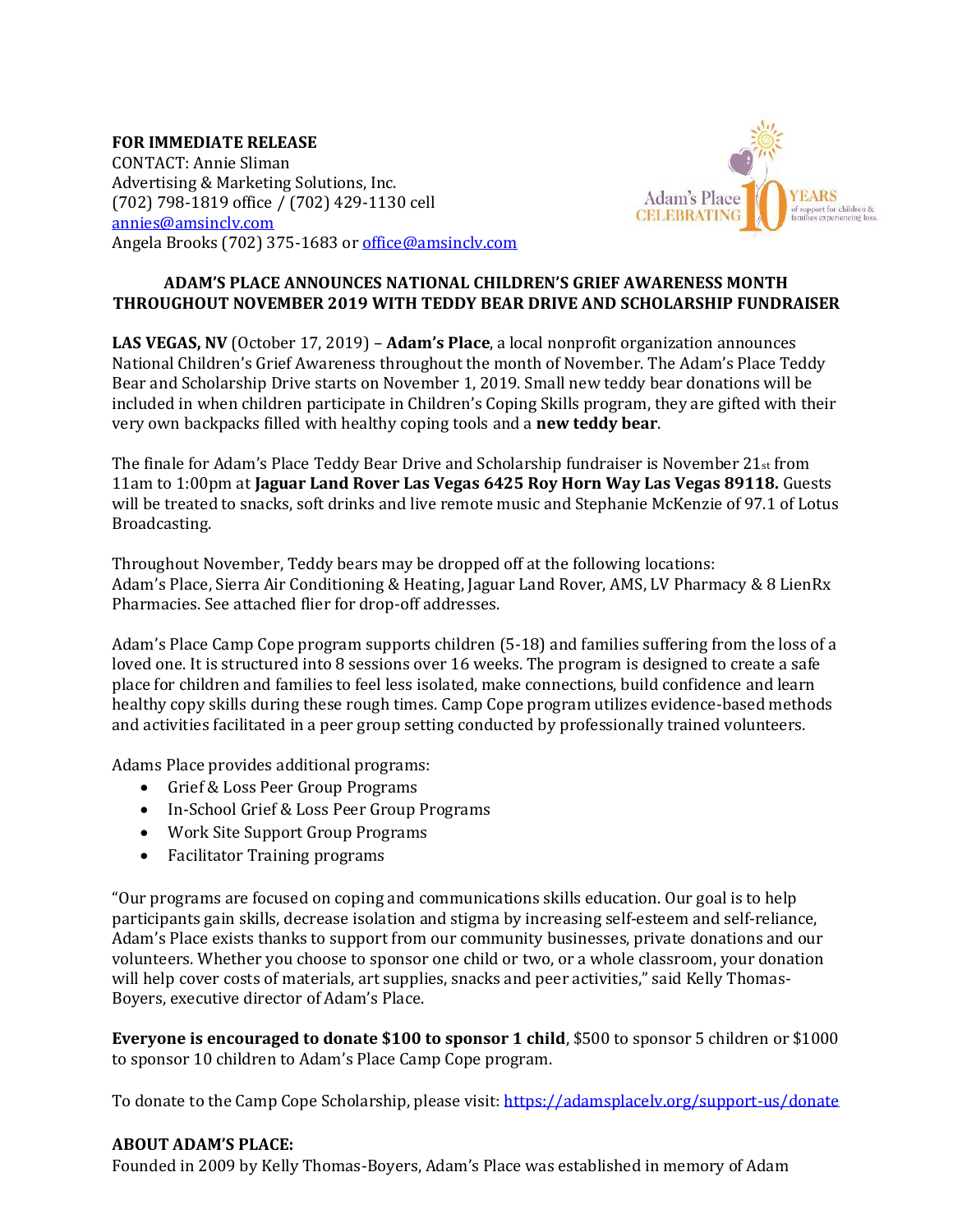**FOR IMMEDIATE RELEASE**
CONTACT: Annie Sliman
Advertising & Marketing Solutions, Inc.
(702) 798-1819 office / (702) 429-1130 cell
annies@amsinclv.com
Angela Brooks (702) 375-1683 or office@amsinclv.com

Adam's Place CELEBRATING 10 YEARS of support for children & families experiencing loss.

**ADAM'S PLACE ANNOUNCES NATIONAL CHILDREN'S GRIEF AWARENESS MONTH THROUGHOUT NOVEMBER 2019 WITH TEDDY BEAR DRIVE AND SCHOLARSHIP FUNDRAISER**

**LAS VEGAS, NV** (October 17, 2019) – **Adam's Place**, a local nonprofit organization announces National Children's Grief Awareness throughout the month of November. The Adam's Place Teddy Bear and Scholarship Drive starts on November 1, 2019. Small new teddy bear donations will be included in when children participate in Children's Coping Skills program, they are gifted with their very own backpacks filled with healthy coping tools and a **new teddy bear**.

The finale for Adam's Place Teddy Bear Drive and Scholarship fundraiser is November 21st from 11am to 1:00pm at **Jaguar Land Rover Las Vegas 6425 Roy Horn Way Las Vegas 89118.** Guests will be treated to snacks, soft drinks and live remote music and Stephanie McKenzie of 97.1 of Lotus Broadcasting.

Throughout November, Teddy bears may be dropped off at the following locations:
Adam's Place, Sierra Air Conditioning & Heating, Jaguar Land Rover, AMS, LV Pharmacy & 8 LienRx Pharmacies. See attached flier for drop-off addresses.

Adam's Place Camp Cope program supports children (5-18) and families suffering from the loss of a loved one. It is structured into 8 sessions over 16 weeks. The program is designed to create a safe place for children and families to feel less isolated, make connections, build confidence and learn healthy copy skills during these rough times. Camp Cope program utilizes evidence-based methods and activities facilitated in a peer group setting conducted by professionally trained volunteers.

Adams Place provides additional programs:

- Grief & Loss Peer Group Programs
- In-School Grief & Loss Peer Group Programs
- Work Site Support Group Programs
- Facilitator Training programs

"Our programs are focused on coping and communications skills education. Our goal is to help participants gain skills, decrease isolation and stigma by increasing self-esteem and self-reliance, Adam's Place exists thanks to support from our community businesses, private donations and our volunteers. Whether you choose to sponsor one child or two, or a whole classroom, your donation will help cover costs of materials, art supplies, snacks and peer activities," said Kelly Thomas-Boyers, executive director of Adam's Place.

**Everyone is encouraged to donate $100 to sponsor 1 child**, $500 to sponsor 5 children or $1000 to sponsor 10 children to Adam's Place Camp Cope program.

To donate to the Camp Cope Scholarship, please visit: https://adamsplacelv.org/support-us/donate

**ABOUT ADAM'S PLACE:**
Founded in 2009 by Kelly Thomas-Boyers, Adam's Place was established in memory of Adam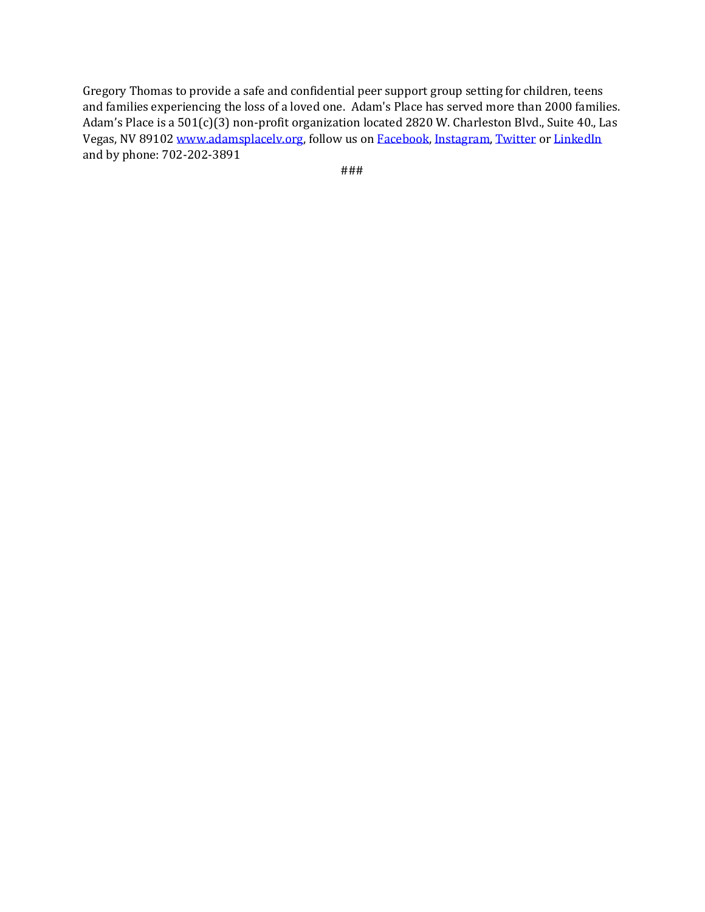Gregory Thomas to provide a safe and confidential peer support group setting for children, teens and families experiencing the loss of a loved one. Adam's Place has served more than 2000 families. Adam's Place is a 501(c)(3) non-profit organization located 2820 W. Charleston Blvd., Suite 40., Las Vegas, NV 89102 www.adamsplacelv.org, follow us on Facebook, Instagram, Twitter or LinkedIn and by phone: 702-202-3891

###